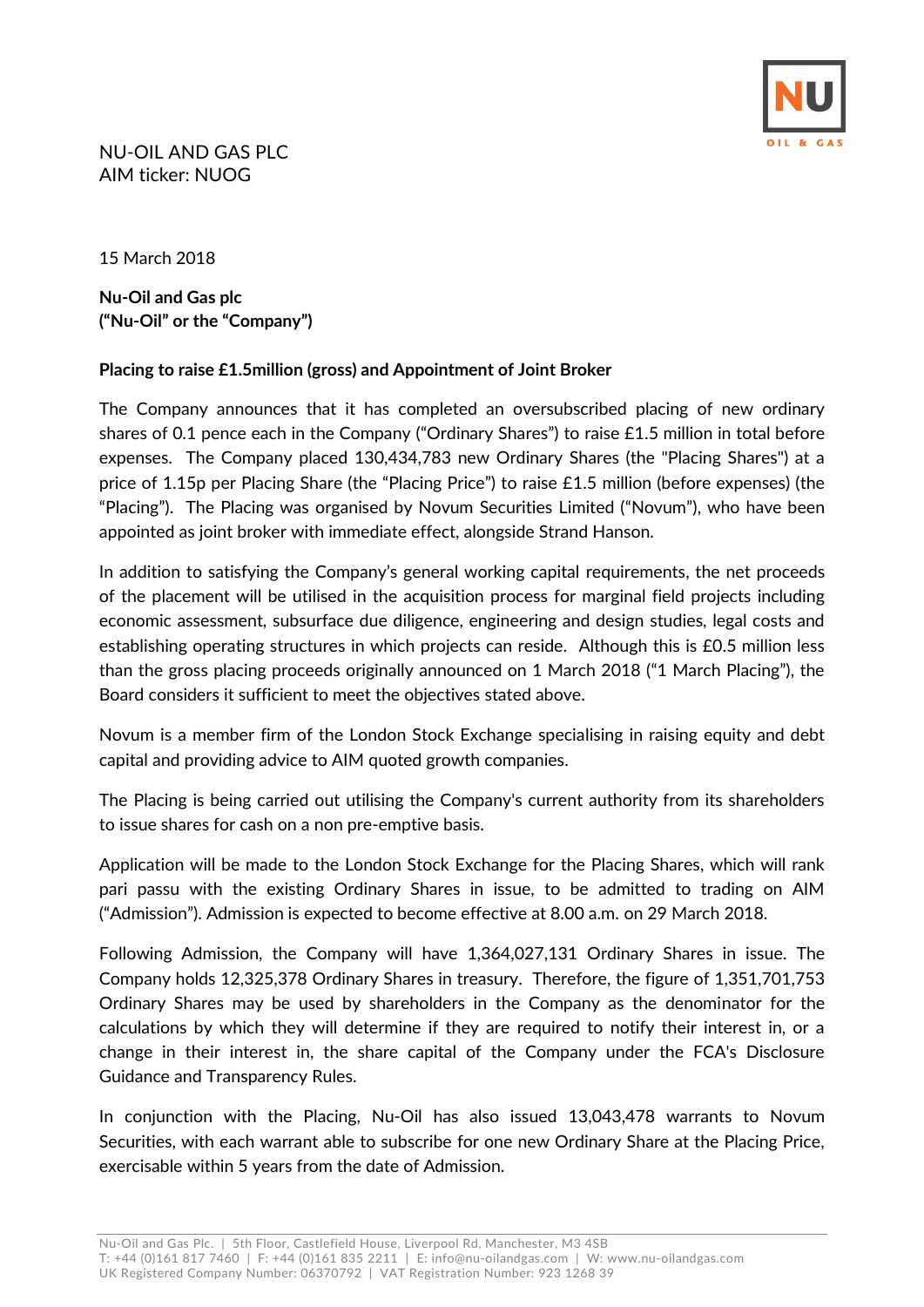NU-OIL AND GAS PLC
AIM ticker: NUOG

15 March 2018

**Nu-Oil and Gas plc**
**("Nu-Oil" or the "Company")**

**Placing to raise £1.5million (gross) and Appointment of Joint Broker**

The Company announces that it has completed an oversubscribed placing of new ordinary shares of 0.1 pence each in the Company ("Ordinary Shares") to raise £1.5 million in total before expenses. The Company placed 130,434,783 new Ordinary Shares (the "Placing Shares") at a price of 1.15p per Placing Share (the "Placing Price") to raise £1.5 million (before expenses) (the "Placing"). The Placing was organised by Novum Securities Limited ("Novum"), who have been appointed as joint broker with immediate effect, alongside Strand Hanson.

In addition to satisfying the Company's general working capital requirements, the net proceeds of the placement will be utilised in the acquisition process for marginal field projects including economic assessment, subsurface due diligence, engineering and design studies, legal costs and establishing operating structures in which projects can reside. Although this is £0.5 million less than the gross placing proceeds originally announced on 1 March 2018 ("1 March Placing"), the Board considers it sufficient to meet the objectives stated above.

Novum is a member firm of the London Stock Exchange specialising in raising equity and debt capital and providing advice to AIM quoted growth companies.

The Placing is being carried out utilising the Company's current authority from its shareholders to issue shares for cash on a non pre-emptive basis.

Application will be made to the London Stock Exchange for the Placing Shares, which will rank pari passu with the existing Ordinary Shares in issue, to be admitted to trading on AIM ("Admission"). Admission is expected to become effective at 8.00 a.m. on 29 March 2018.

Following Admission, the Company will have 1,364,027,131 Ordinary Shares in issue. The Company holds 12,325,378 Ordinary Shares in treasury. Therefore, the figure of 1,351,701,753 Ordinary Shares may be used by shareholders in the Company as the denominator for the calculations by which they will determine if they are required to notify their interest in, or a change in their interest in, the share capital of the Company under the FCA's Disclosure Guidance and Transparency Rules.

In conjunction with the Placing, Nu-Oil has also issued 13,043,478 warrants to Novum Securities, with each warrant able to subscribe for one new Ordinary Share at the Placing Price, exercisable within 5 years from the date of Admission.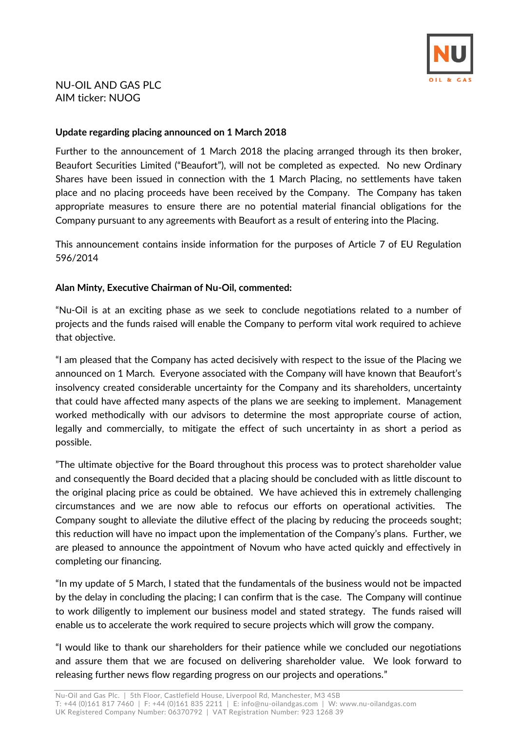NU-OIL AND GAS PLC
AIM ticker: NUOG

**Update regarding placing announced on 1 March 2018**

Further to the announcement of 1 March 2018 the placing arranged through its then broker, Beaufort Securities Limited ("Beaufort"), will not be completed as expected. No new Ordinary Shares have been issued in connection with the 1 March Placing, no settlements have taken place and no placing proceeds have been received by the Company. The Company has taken appropriate measures to ensure there are no potential material financial obligations for the Company pursuant to any agreements with Beaufort as a result of entering into the Placing.

This announcement contains inside information for the purposes of Article 7 of EU Regulation 596/2014

**Alan Minty, Executive Chairman of Nu-Oil, commented:**

"Nu-Oil is at an exciting phase as we seek to conclude negotiations related to a number of projects and the funds raised will enable the Company to perform vital work required to achieve that objective.

"I am pleased that the Company has acted decisively with respect to the issue of the Placing we announced on 1 March. Everyone associated with the Company will have known that Beaufort's insolvency created considerable uncertainty for the Company and its shareholders, uncertainty that could have affected many aspects of the plans we are seeking to implement. Management worked methodically with our advisors to determine the most appropriate course of action, legally and commercially, to mitigate the effect of such uncertainty in as short a period as possible.

"The ultimate objective for the Board throughout this process was to protect shareholder value and consequently the Board decided that a placing should be concluded with as little discount to the original placing price as could be obtained. We have achieved this in extremely challenging circumstances and we are now able to refocus our efforts on operational activities. The Company sought to alleviate the dilutive effect of the placing by reducing the proceeds sought; this reduction will have no impact upon the implementation of the Company's plans. Further, we are pleased to announce the appointment of Novum who have acted quickly and effectively in completing our financing.

"In my update of 5 March, I stated that the fundamentals of the business would not be impacted by the delay in concluding the placing; I can confirm that is the case. The Company will continue to work diligently to implement our business model and stated strategy. The funds raised will enable us to accelerate the work required to secure projects which will grow the company.

"I would like to thank our shareholders for their patience while we concluded our negotiations and assure them that we are focused on delivering shareholder value. We look forward to releasing further news flow regarding progress on our projects and operations."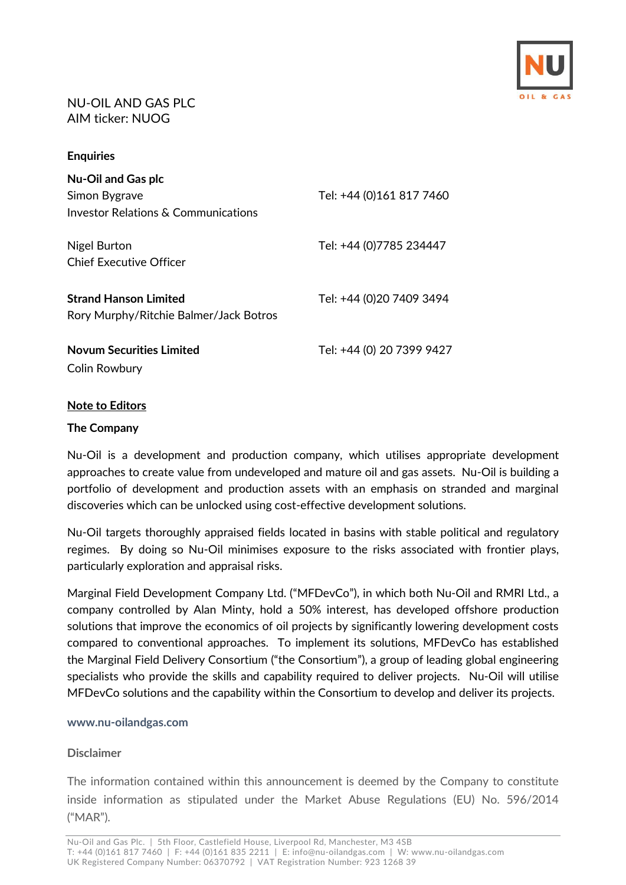NU-OIL AND GAS PLC
AIM ticker: NUOG

**Enquiries**

**Nu-Oil and Gas plc**

| | |
|---|---|
| Simon Bygrave<br>Investor Relations & Communications | Tel: +44 (0)161 817 7460 |
| Nigel Burton<br>Chief Executive Officer | Tel: +44 (0)7785 234447 |
| **Strand Hanson Limited**<br>Rory Murphy/Ritchie Balmer/Jack Botros | Tel: +44 (0)20 7409 3494 |
| **Novum Securities Limited**<br>Colin Rowbury | Tel: +44 (0) 20 7399 9427 |

**<u>Note to Editors</u>**

**The Company**

Nu-Oil is a development and production company, which utilises appropriate development approaches to create value from undeveloped and mature oil and gas assets. Nu-Oil is building a portfolio of development and production assets with an emphasis on stranded and marginal discoveries which can be unlocked using cost-effective development solutions.

Nu-Oil targets thoroughly appraised fields located in basins with stable political and regulatory regimes. By doing so Nu-Oil minimises exposure to the risks associated with frontier plays, particularly exploration and appraisal risks.

Marginal Field Development Company Ltd. ("MFDevCo"), in which both Nu-Oil and RMRI Ltd., a company controlled by Alan Minty, hold a 50% interest, has developed offshore production solutions that improve the economics of oil projects by significantly lowering development costs compared to conventional approaches. To implement its solutions, MFDevCo has established the Marginal Field Delivery Consortium ("the Consortium"), a group of leading global engineering specialists who provide the skills and capability required to deliver projects. Nu-Oil will utilise MFDevCo solutions and the capability within the Consortium to develop and deliver its projects.

**www.nu-oilandgas.com**

**Disclaimer**

The information contained within this announcement is deemed by the Company to constitute inside information as stipulated under the Market Abuse Regulations (EU) No. 596/2014 ("MAR").